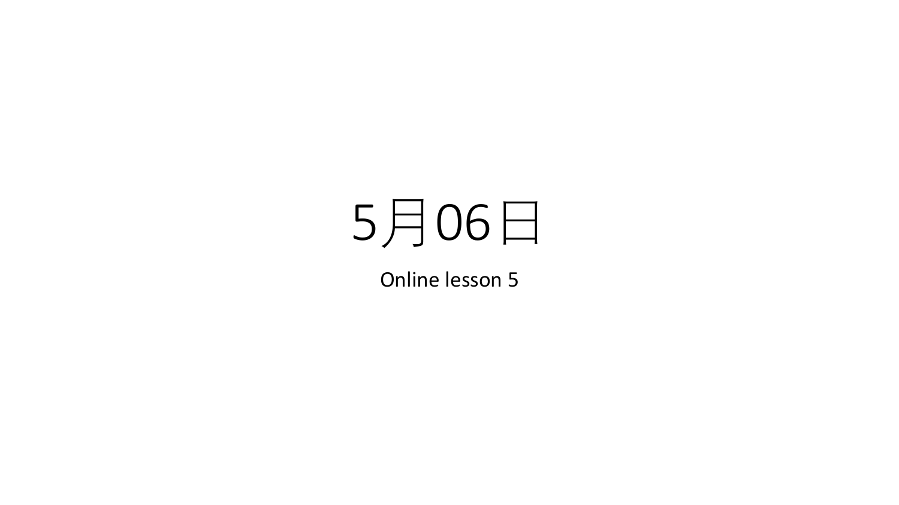# 5月06日

Online lesson 5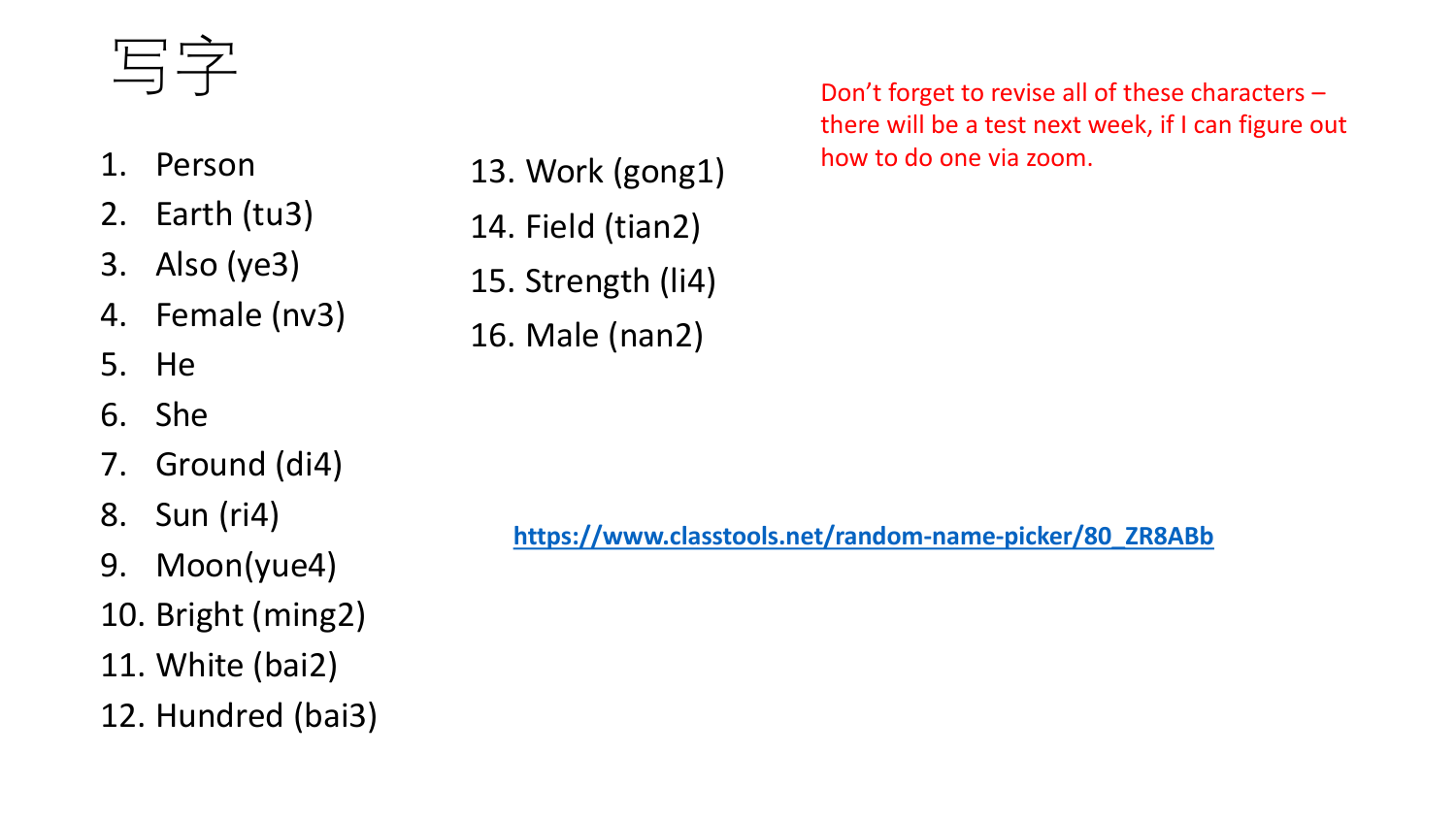# 写字

1. Person
2. Earth (tu3)
3. Also (ye3)
4. Female (nv3)
5. He
6. She
7. Ground (di4)
8. Sun (ri4)
9. Moon(yue4)
10. Bright (ming2)
11. White (bai2)
12. Hundred (bai3)
13. Work (gong1)
14. Field (tian2)
15. Strength (li4)
16. Male (nan2)

Don't forget to revise all of these characters – there will be a test next week, if I can figure out how to do one via zoom.

**https://www.classtools.net/random-name-picker/80_ZR8ABb**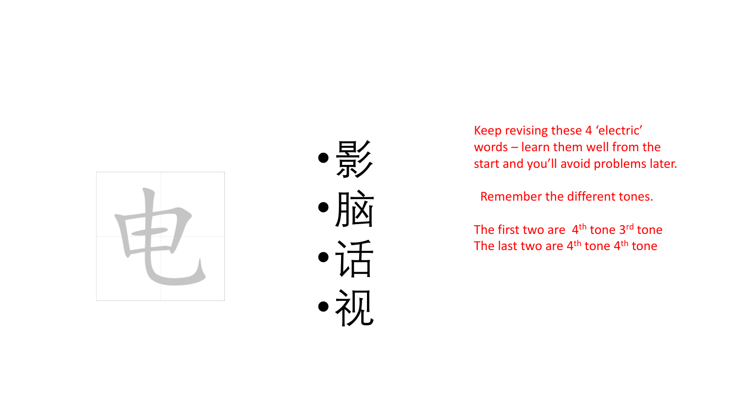电

- 影
- 脑
- 话
- 视

Keep revising these 4 'electric' words – learn them well from the start and you'll avoid problems later.

Remember the different tones.

The first two are 4th tone 3rd tone
The last two are 4th tone 4th tone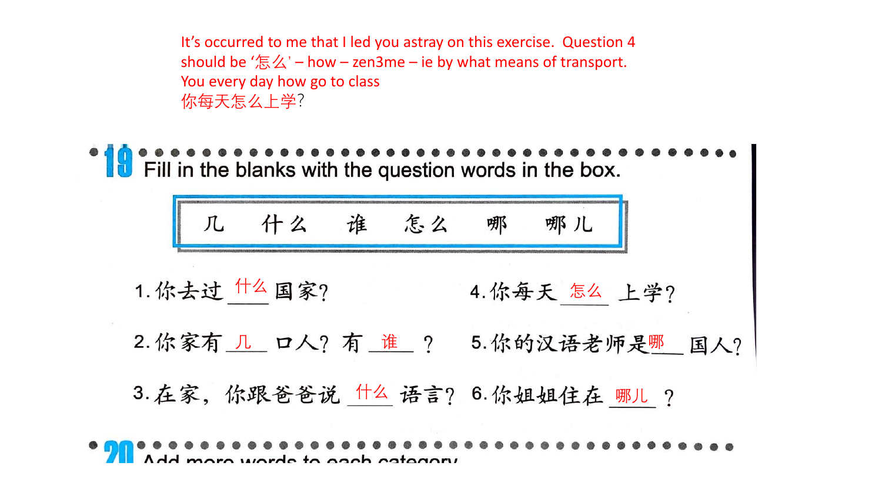It's occurred to me that I led you astray on this exercise. Question 4 should be '怎么' – how – zen3me – ie by what means of transport.
You every day how go to class
你每天怎么上学?

## 19 Fill in the blanks with the question words in the box.

| 几 | 什么 | 谁 | 怎么 | 哪 | 哪儿 |
|---|---|---|---|---|---|

1. 你去过 <u>什么</u> 国家?
2. 你家有 <u>几</u> 口人? 有 <u>谁</u> ?
3. 在家,你跟爸爸说 <u>什么</u> 语言?
4. 你每天 <u>怎么</u> 上学?
5. 你的汉语老师是 <u>哪</u> 国人?
6. 你姐姐住在 <u>哪儿</u> ?

## 20 Add more words to each category.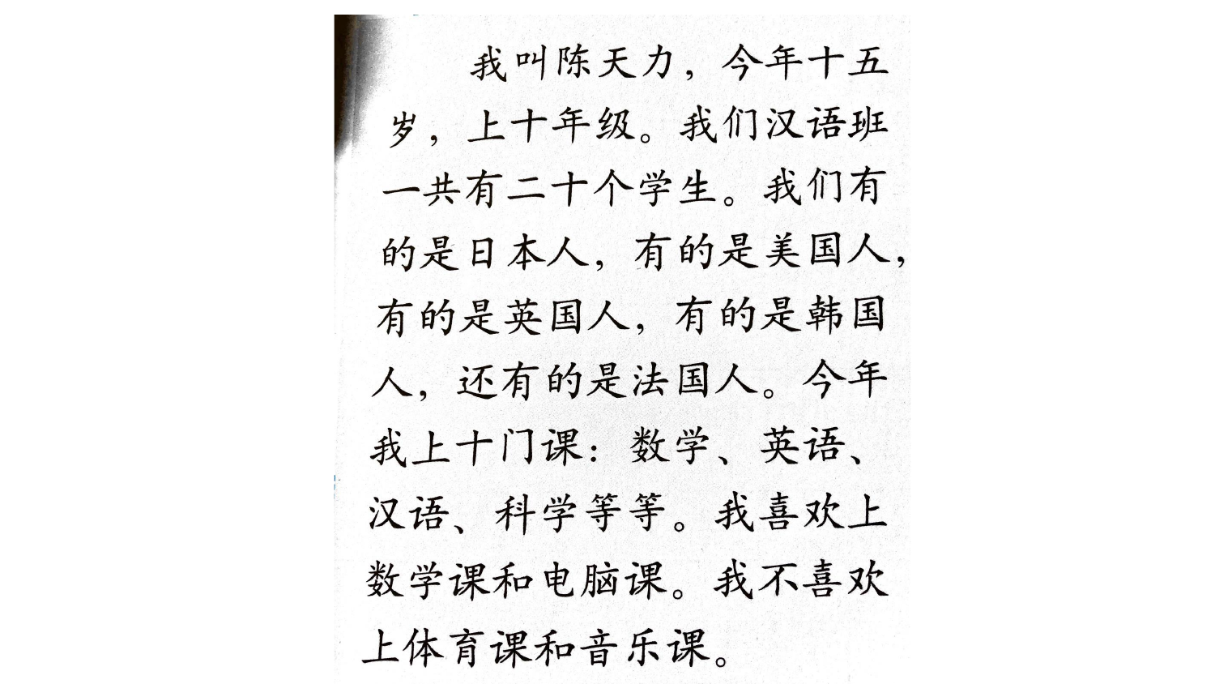我叫陈天力，今年十五岁，上十年级。我们汉语班一共有二十个学生。我们有的是日本人，有的是美国人，有的是英国人，有的是韩国人，还有的是法国人。今年我上十门课：数学、英语、汉语、科学等等。我喜欢上数学课和电脑课。我不喜欢上体育课和音乐课。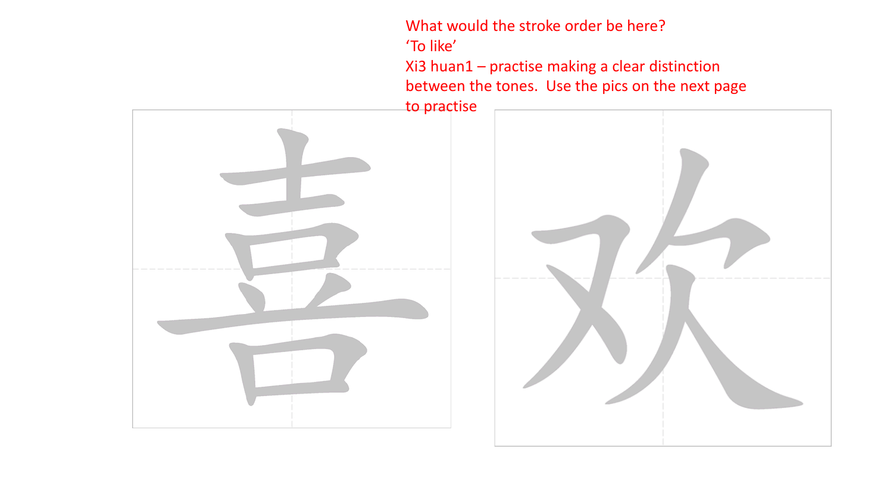What would the stroke order be here?
'To like'
Xi3 huan1 – practise making a clear distinction between the tones. Use the pics on the next page to practise

喜 欢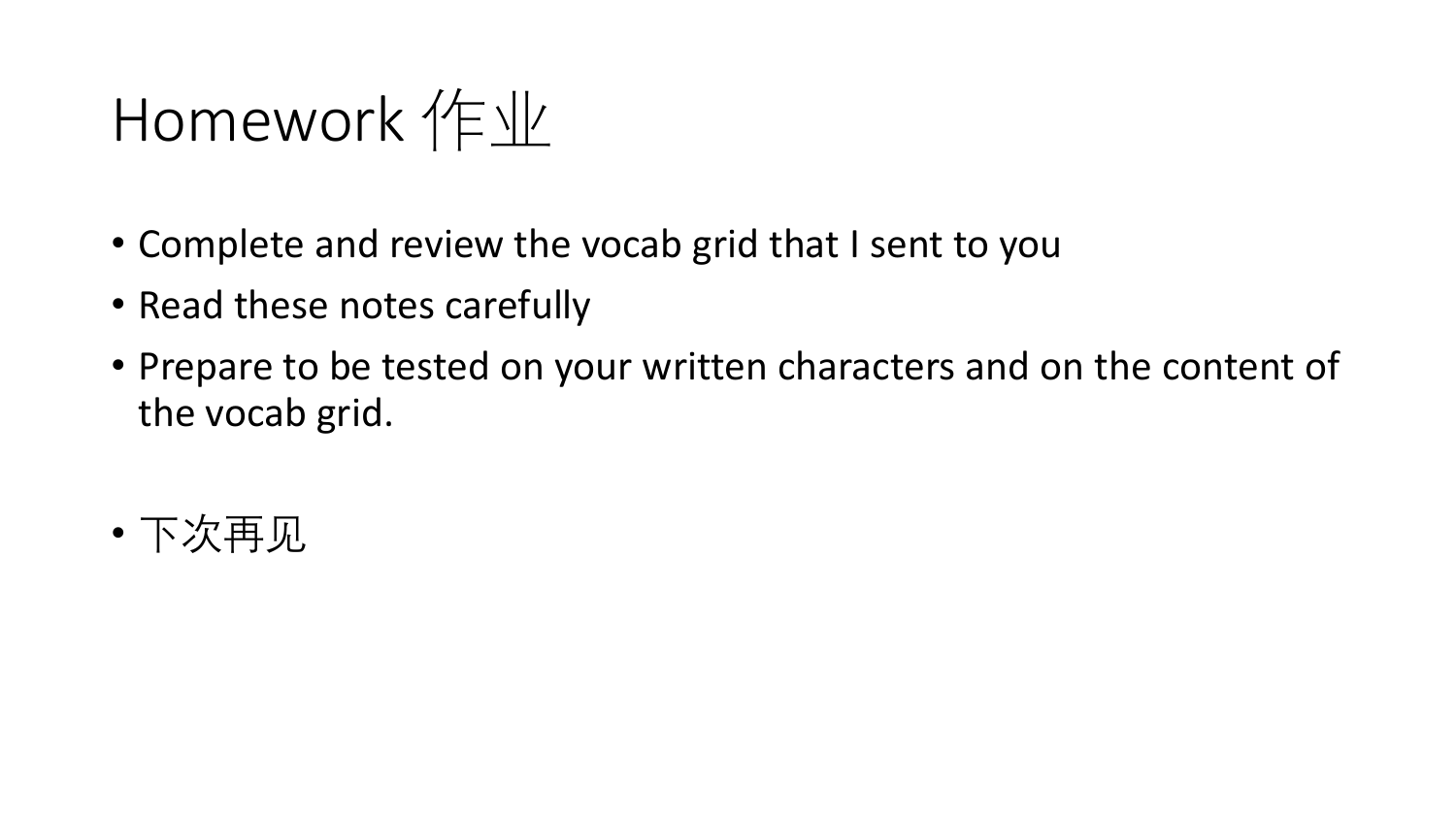# Homework 作业

- Complete and review the vocab grid that I sent to you
- Read these notes carefully
- Prepare to be tested on your written characters and on the content of the vocab grid.

- 下次再见